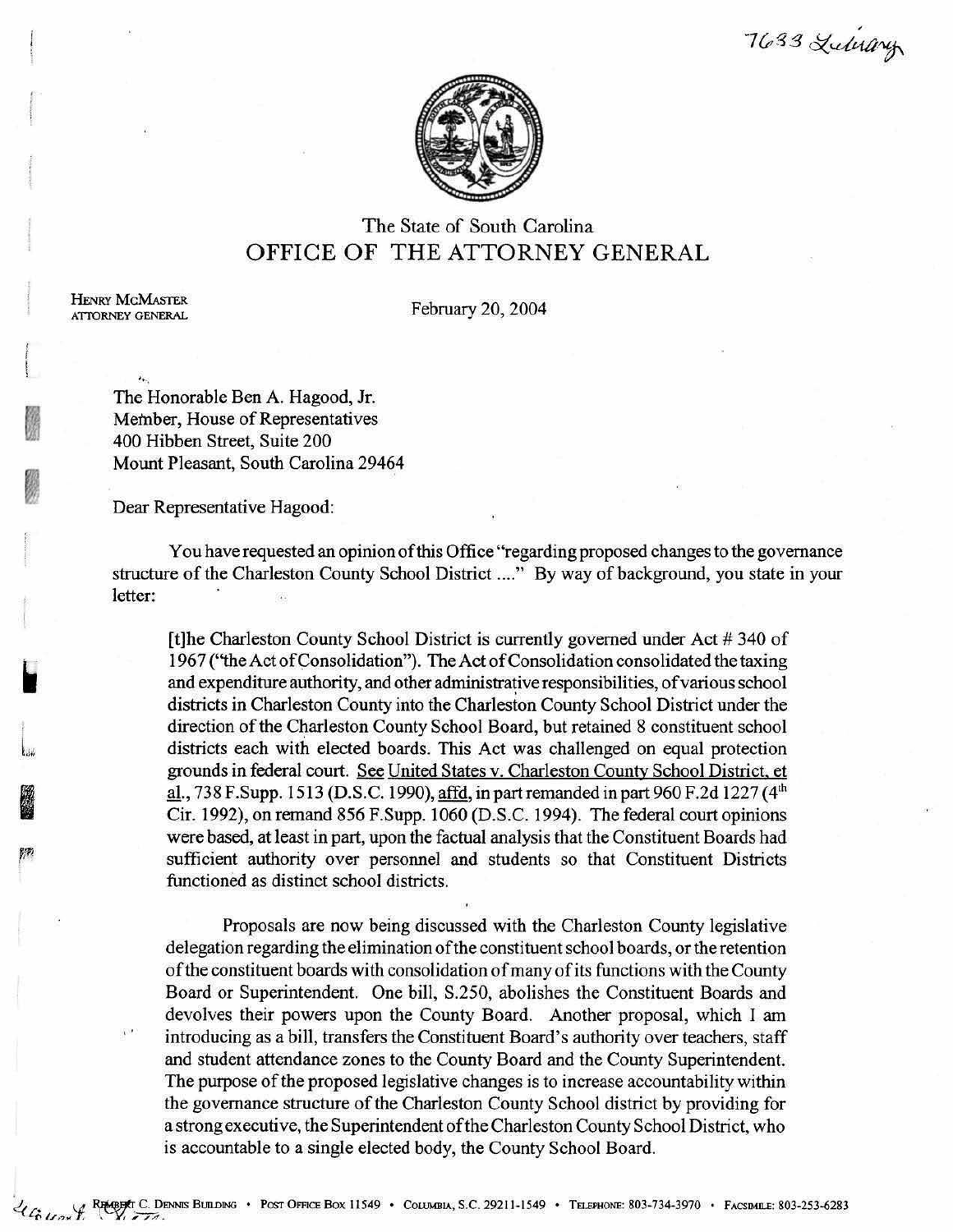7633 Library

The State of South Carolina
# OFFICE OF THE ATTORNEY GENERAL

HENRY MCMASTER
ATTORNEY GENERAL

February 20, 2004

The Honorable Ben A. Hagood, Jr.
Member, House of Representatives
400 Hibben Street, Suite 200
Mount Pleasant, South Carolina 29464

Dear Representative Hagood:

You have requested an opinion of this Office "regarding proposed changes to the governance structure of the Charleston County School District ...." By way of background, you state in your letter:

> [t]he Charleston County School District is currently governed under Act # 340 of 1967 ("the Act of Consolidation"). The Act of Consolidation consolidated the taxing and expenditure authority, and other administrative responsibilities, of various school districts in Charleston County into the Charleston County School District under the direction of the Charleston County School Board, but retained 8 constituent school districts each with elected boards. This Act was challenged on equal protection grounds in federal court. See United States v. Charleston County School District, et al., 738 F.Supp. 1513 (D.S.C. 1990), affd, in part remanded in part 960 F.2d 1227 (4th Cir. 1992), on remand 856 F.Supp. 1060 (D.S.C. 1994). The federal court opinions were based, at least in part, upon the factual analysis that the Constituent Boards had sufficient authority over personnel and students so that Constituent Districts functioned as distinct school districts.
>
> Proposals are now being discussed with the Charleston County legislative delegation regarding the elimination of the constituent school boards, or the retention of the constituent boards with consolidation of many of its functions with the County Board or Superintendent. One bill, S.250, abolishes the Constituent Boards and devolves their powers upon the County Board. Another proposal, which I am introducing as a bill, transfers the Constituent Board's authority over teachers, staff and student attendance zones to the County Board and the County Superintendent. The purpose of the proposed legislative changes is to increase accountability within the governance structure of the Charleston County School district by providing for a strong executive, the Superintendent of the Charleston County School District, who is accountable to a single elected body, the County School Board.

REMBERT C. DENNIS BUILDING • POST OFFICE BOX 11549 • COLUMBIA, S.C. 29211-1549 • TELEPHONE: 803-734-3970 • FACSIMILE: 803-253-6283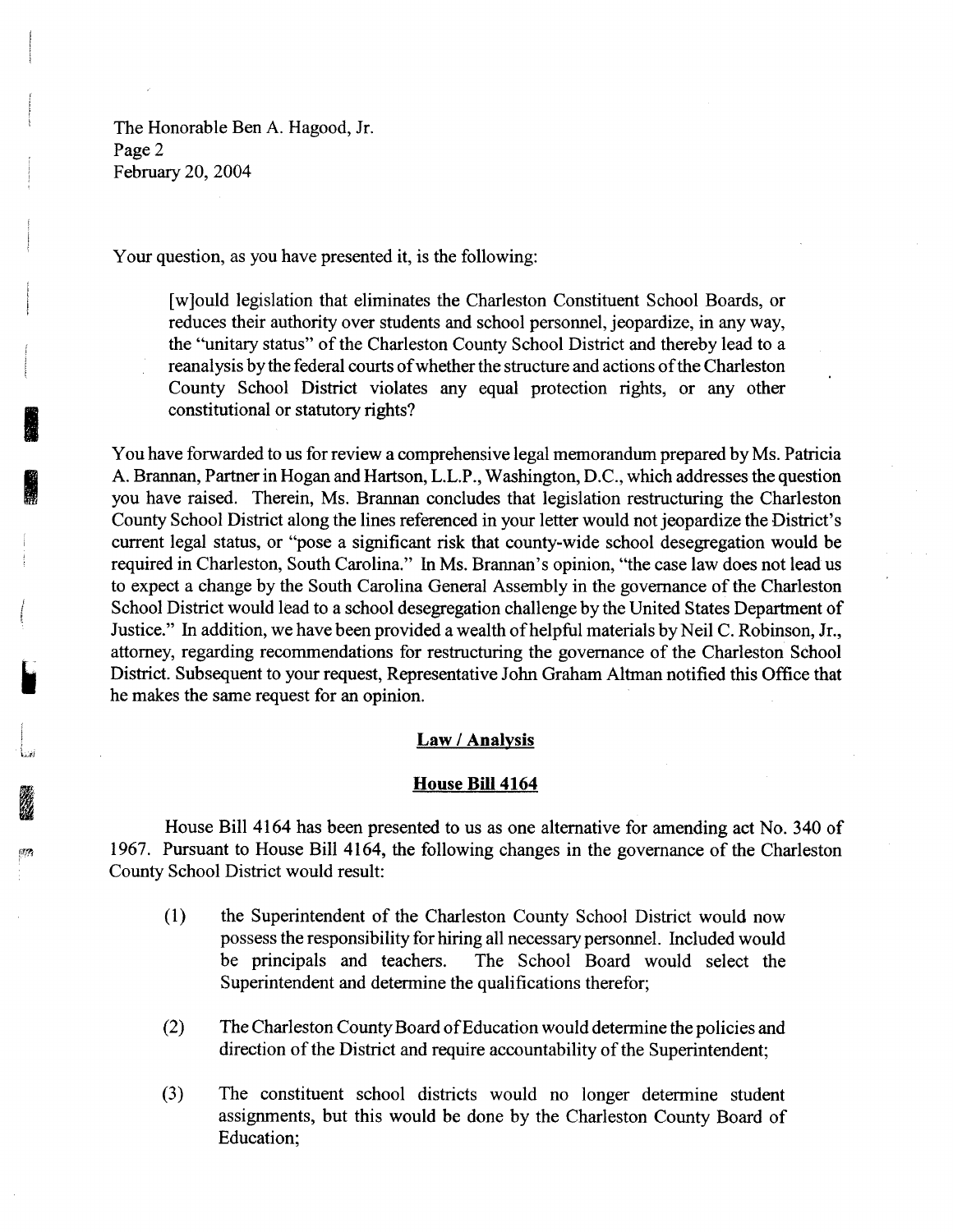Your question, as you have presented it, is the following:

> [w]ould legislation that eliminates the Charleston Constituent School Boards, or reduces their authority over students and school personnel, jeopardize, in any way, the "unitary status" of the Charleston County School District and thereby lead to a reanalysis by the federal courts of whether the structure and actions of the Charleston County School District violates any equal protection rights, or any other constitutional or statutory rights?

You have forwarded to us for review a comprehensive legal memorandum prepared by Ms. Patricia A. Brannan, Partner in Hogan and Hartson, L.L.P., Washington, D.C., which addresses the question you have raised. Therein, Ms. Brannan concludes that legislation restructuring the Charleston County School District along the lines referenced in your letter would not jeopardize the District's current legal status, or "pose a significant risk that county-wide school desegregation would be required in Charleston, South Carolina." In Ms. Brannan's opinion, "the case law does not lead us to expect a change by the South Carolina General Assembly in the governance of the Charleston School District would lead to a school desegregation challenge by the United States Department of Justice." In addition, we have been provided a wealth of helpful materials by Neil C. Robinson, Jr., attorney, regarding recommendations for restructuring the governance of the Charleston School District. Subsequent to your request, Representative John Graham Altman notified this Office that he makes the same request for an opinion.

## Law / Analysis

### House Bill 4164

House Bill 4164 has been presented to us as one alternative for amending act No. 340 of 1967. Pursuant to House Bill 4164, the following changes in the governance of the Charleston County School District would result:

(1) the Superintendent of the Charleston County School District would now possess the responsibility for hiring all necessary personnel. Included would be principals and teachers. The School Board would select the Superintendent and determine the qualifications therefor;

(2) The Charleston County Board of Education would determine the policies and direction of the District and require accountability of the Superintendent;

(3) The constituent school districts would no longer determine student assignments, but this would be done by the Charleston County Board of Education;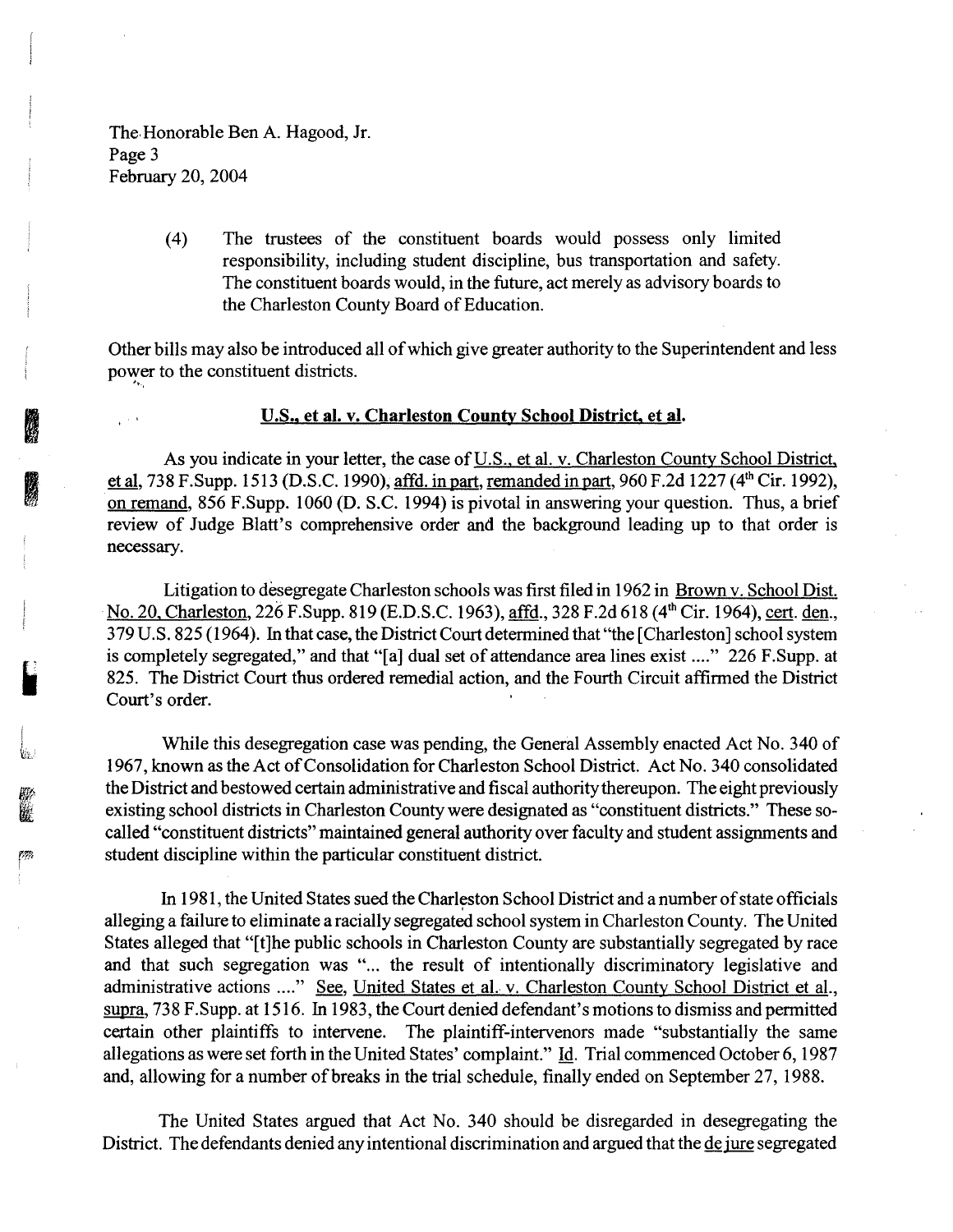(4) The trustees of the constituent boards would possess only limited responsibility, including student discipline, bus transportation and safety. The constituent boards would, in the future, act merely as advisory boards to the Charleston County Board of Education.

Other bills may also be introduced all of which give greater authority to the Superintendent and less power to the constituent districts.

**U.S., et al. v. Charleston County School District, et al.**

As you indicate in your letter, the case of U.S., et al. v. Charleston County School District, et al, 738 F.Supp. 1513 (D.S.C. 1990), affd. in part, remanded in part, 960 F.2d 1227 (4th Cir. 1992), on remand, 856 F.Supp. 1060 (D. S.C. 1994) is pivotal in answering your question. Thus, a brief review of Judge Blatt's comprehensive order and the background leading up to that order is necessary.

Litigation to desegregate Charleston schools was first filed in 1962 in Brown v. School Dist. No. 20, Charleston, 226 F.Supp. 819 (E.D.S.C. 1963), affd., 328 F.2d 618 (4th Cir. 1964), cert. den., 379 U.S. 825 (1964). In that case, the District Court determined that "the [Charleston] school system is completely segregated," and that "[a] dual set of attendance area lines exist ...." 226 F.Supp. at 825. The District Court thus ordered remedial action, and the Fourth Circuit affirmed the District Court's order.

While this desegregation case was pending, the General Assembly enacted Act No. 340 of 1967, known as the Act of Consolidation for Charleston School District. Act No. 340 consolidated the District and bestowed certain administrative and fiscal authority thereupon. The eight previously existing school districts in Charleston County were designated as "constituent districts." These so-called "constituent districts" maintained general authority over faculty and student assignments and student discipline within the particular constituent district.

In 1981, the United States sued the Charleston School District and a number of state officials alleging a failure to eliminate a racially segregated school system in Charleston County. The United States alleged that "[t]he public schools in Charleston County are substantially segregated by race and that such segregation was "... the result of intentionally discriminatory legislative and administrative actions ...." See, United States et al. v. Charleston County School District et al., supra, 738 F.Supp. at 1516. In 1983, the Court denied defendant's motions to dismiss and permitted certain other plaintiffs to intervene. The plaintiff-intervenors made "substantially the same allegations as were set forth in the United States' complaint." Id. Trial commenced October 6, 1987 and, allowing for a number of breaks in the trial schedule, finally ended on September 27, 1988.

The United States argued that Act No. 340 should be disregarded in desegregating the District. The defendants denied any intentional discrimination and argued that the de jure segregated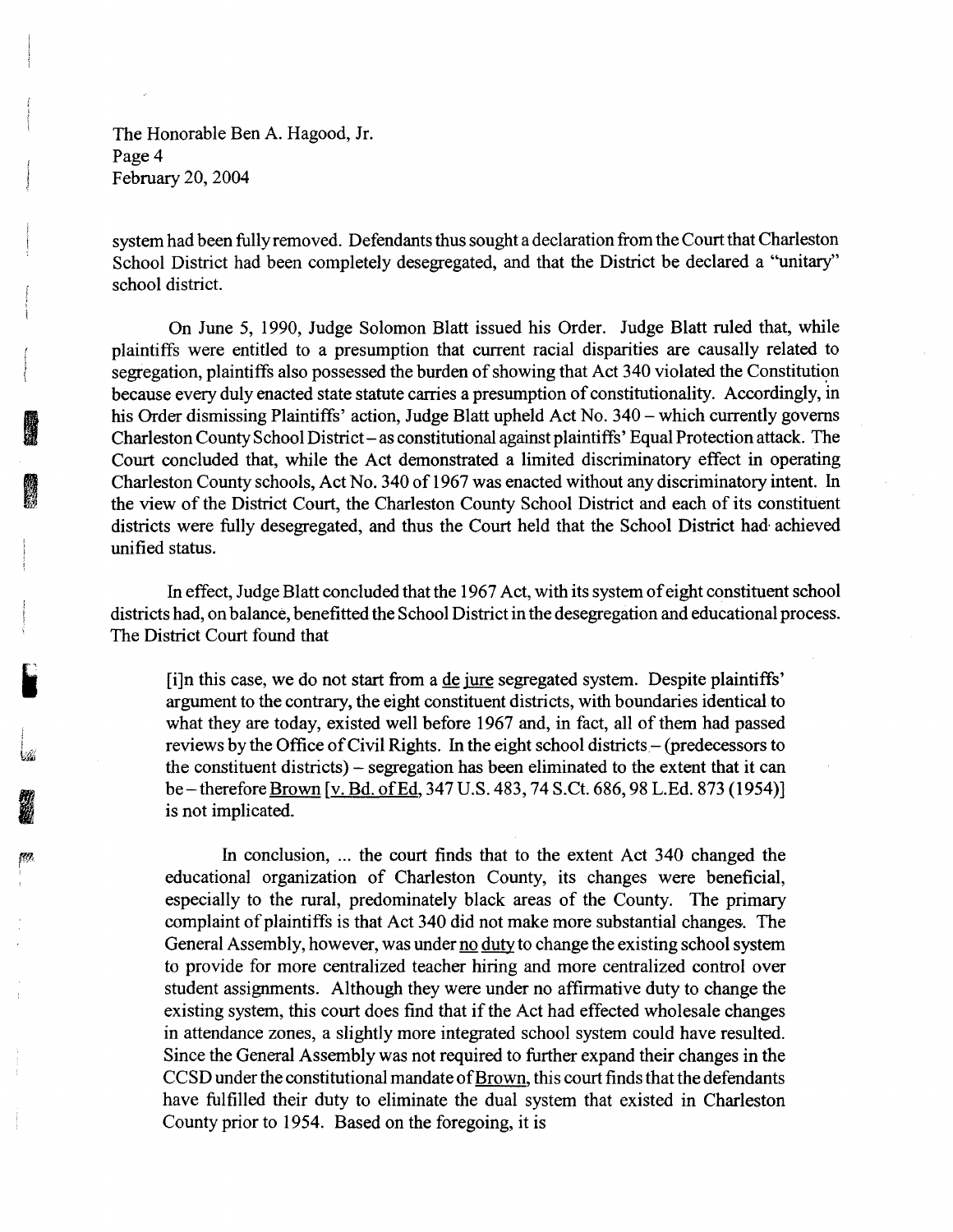system had been fully removed. Defendants thus sought a declaration from the Court that Charleston School District had been completely desegregated, and that the District be declared a "unitary" school district.

On June 5, 1990, Judge Solomon Blatt issued his Order. Judge Blatt ruled that, while plaintiffs were entitled to a presumption that current racial disparities are causally related to segregation, plaintiffs also possessed the burden of showing that Act 340 violated the Constitution because every duly enacted state statute carries a presumption of constitutionality. Accordingly, in his Order dismissing Plaintiffs' action, Judge Blatt upheld Act No. 340 – which currently governs Charleston County School District – as constitutional against plaintiffs' Equal Protection attack. The Court concluded that, while the Act demonstrated a limited discriminatory effect in operating Charleston County schools, Act No. 340 of 1967 was enacted without any discriminatory intent. In the view of the District Court, the Charleston County School District and each of its constituent districts were fully desegregated, and thus the Court held that the School District had achieved unified status.

In effect, Judge Blatt concluded that the 1967 Act, with its system of eight constituent school districts had, on balance, benefitted the School District in the desegregation and educational process. The District Court found that

> [i]n this case, we do not start from a de jure segregated system. Despite plaintiffs' argument to the contrary, the eight constituent districts, with boundaries identical to what they are today, existed well before 1967 and, in fact, all of them had passed reviews by the Office of Civil Rights. In the eight school districts – (predecessors to the constituent districts) – segregation has been eliminated to the extent that it can be – therefore Brown [v. Bd. of Ed, 347 U.S. 483, 74 S.Ct. 686, 98 L.Ed. 873 (1954)] is not implicated.
>
> In conclusion, ... the court finds that to the extent Act 340 changed the educational organization of Charleston County, its changes were beneficial, especially to the rural, predominately black areas of the County. The primary complaint of plaintiffs is that Act 340 did not make more substantial changes. The General Assembly, however, was under no duty to change the existing school system to provide for more centralized teacher hiring and more centralized control over student assignments. Although they were under no affirmative duty to change the existing system, this court does find that if the Act had effected wholesale changes in attendance zones, a slightly more integrated school system could have resulted. Since the General Assembly was not required to further expand their changes in the CCSD under the constitutional mandate of Brown, this court finds that the defendants have fulfilled their duty to eliminate the dual system that existed in Charleston County prior to 1954. Based on the foregoing, it is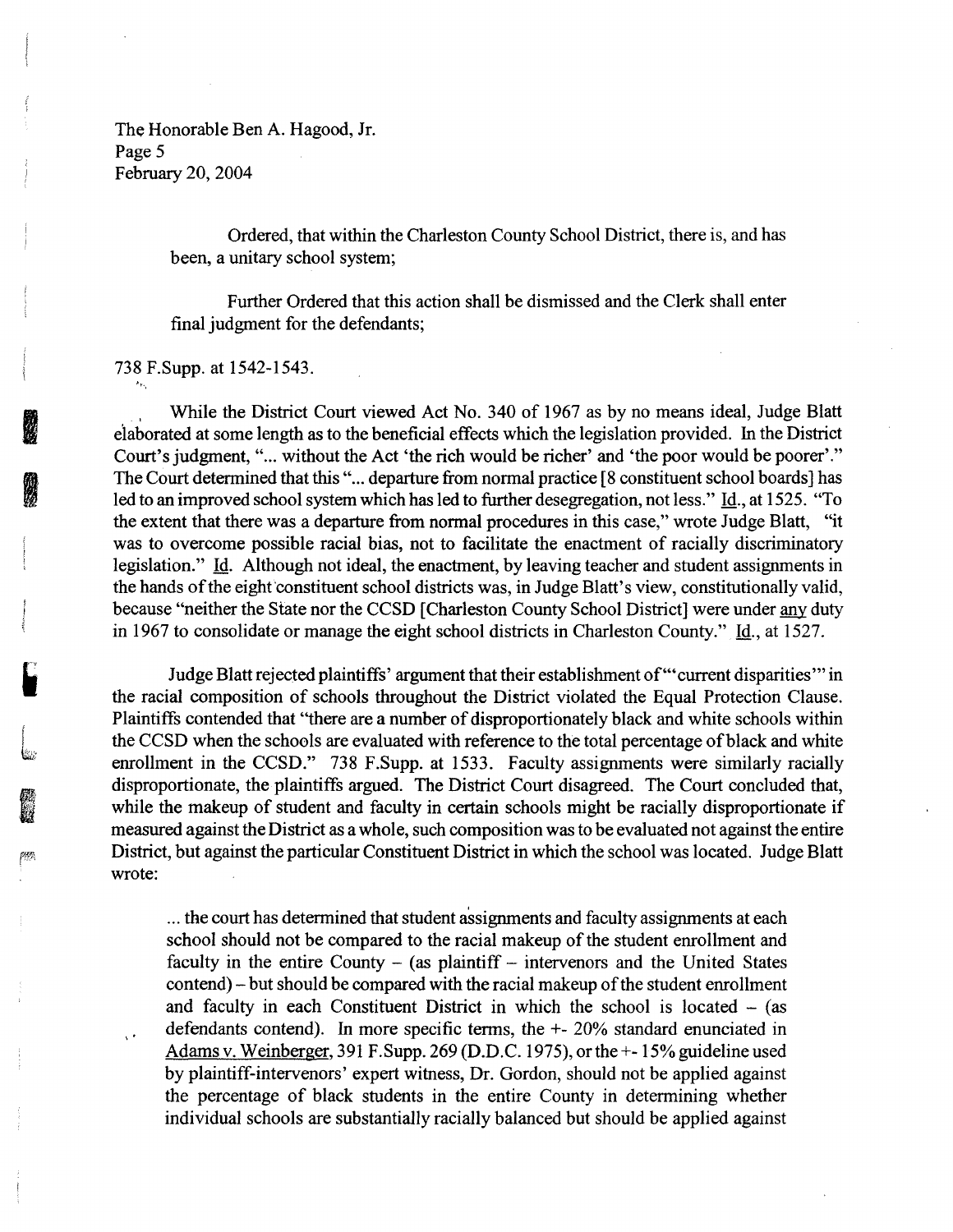Ordered, that within the Charleston County School District, there is, and has been, a unitary school system;

Further Ordered that this action shall be dismissed and the Clerk shall enter final judgment for the defendants;

738 F.Supp. at 1542-1543.

While the District Court viewed Act No. 340 of 1967 as by no means ideal, Judge Blatt elaborated at some length as to the beneficial effects which the legislation provided. In the District Court's judgment, "... without the Act 'the rich would be richer' and 'the poor would be poorer'." The Court determined that this "... departure from normal practice [8 constituent school boards] has led to an improved school system which has led to further desegregation, not less." Id., at 1525. "To the extent that there was a departure from normal procedures in this case," wrote Judge Blatt, "it was to overcome possible racial bias, not to facilitate the enactment of racially discriminatory legislation." Id. Although not ideal, the enactment, by leaving teacher and student assignments in the hands of the eight constituent school districts was, in Judge Blatt's view, constitutionally valid, because "neither the State nor the CCSD [Charleston County School District] were under any duty in 1967 to consolidate or manage the eight school districts in Charleston County." Id., at 1527.

Judge Blatt rejected plaintiffs' argument that their establishment of "'current disparities'" in the racial composition of schools throughout the District violated the Equal Protection Clause. Plaintiffs contended that "there are a number of disproportionately black and white schools within the CCSD when the schools are evaluated with reference to the total percentage of black and white enrollment in the CCSD." 738 F.Supp. at 1533. Faculty assignments were similarly racially disproportionate, the plaintiffs argued. The District Court disagreed. The Court concluded that, while the makeup of student and faculty in certain schools might be racially disproportionate if measured against the District as a whole, such composition was to be evaluated not against the entire District, but against the particular Constituent District in which the school was located. Judge Blatt wrote:

> ... the court has determined that student assignments and faculty assignments at each school should not be compared to the racial makeup of the student enrollment and faculty in the entire County – (as plaintiff – intervenors and the United States contend) – but should be compared with the racial makeup of the student enrollment and faculty in each Constituent District in which the school is located – (as defendants contend). In more specific terms, the +- 20% standard enunciated in Adams v. Weinberger, 391 F.Supp. 269 (D.D.C. 1975), or the +- 15% guideline used by plaintiff-intervenors' expert witness, Dr. Gordon, should not be applied against the percentage of black students in the entire County in determining whether individual schools are substantially racially balanced but should be applied against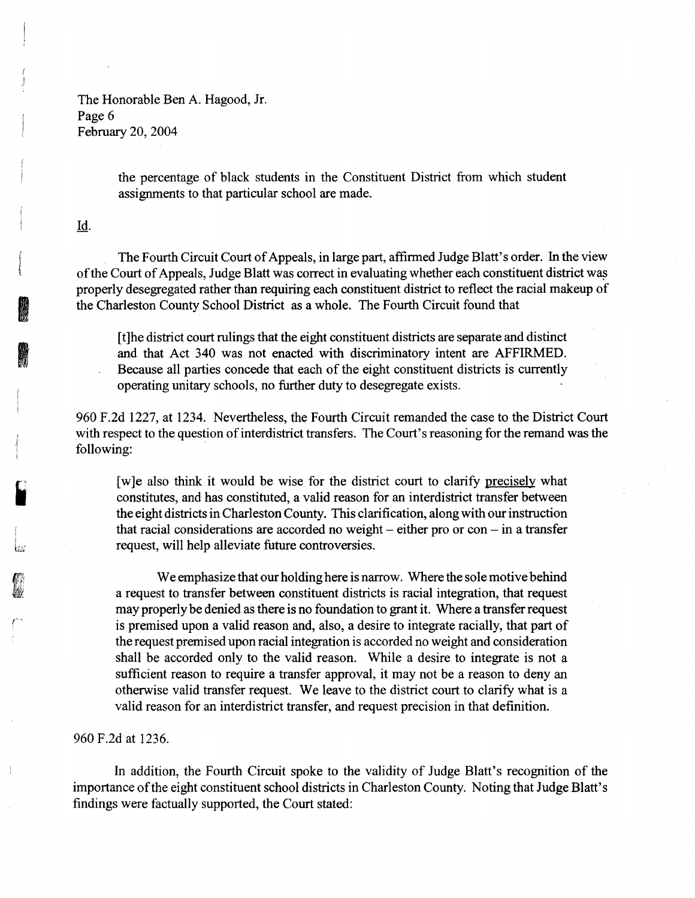> the percentage of black students in the Constituent District from which student assignments to that particular school are made.

Id.

The Fourth Circuit Court of Appeals, in large part, affirmed Judge Blatt's order. In the view of the Court of Appeals, Judge Blatt was correct in evaluating whether each constituent district was properly desegregated rather than requiring each constituent district to reflect the racial makeup of the Charleston County School District as a whole. The Fourth Circuit found that

> [t]he district court rulings that the eight constituent districts are separate and distinct and that Act 340 was not enacted with discriminatory intent are AFFIRMED. Because all parties concede that each of the eight constituent districts is currently operating unitary schools, no further duty to desegregate exists.

960 F.2d 1227, at 1234. Nevertheless, the Fourth Circuit remanded the case to the District Court with respect to the question of interdistrict transfers. The Court's reasoning for the remand was the following:

> [w]e also think it would be wise for the district court to clarify precisely what constitutes, and has constituted, a valid reason for an interdistrict transfer between the eight districts in Charleston County. This clarification, along with our instruction that racial considerations are accorded no weight – either pro or con – in a transfer request, will help alleviate future controversies.
>
> We emphasize that our holding here is narrow. Where the sole motive behind a request to transfer between constituent districts is racial integration, that request may properly be denied as there is no foundation to grant it. Where a transfer request is premised upon a valid reason and, also, a desire to integrate racially, that part of the request premised upon racial integration is accorded no weight and consideration shall be accorded only to the valid reason. While a desire to integrate is not a sufficient reason to require a transfer approval, it may not be a reason to deny an otherwise valid transfer request. We leave to the district court to clarify what is a valid reason for an interdistrict transfer, and request precision in that definition.

960 F.2d at 1236.

In addition, the Fourth Circuit spoke to the validity of Judge Blatt's recognition of the importance of the eight constituent school districts in Charleston County. Noting that Judge Blatt's findings were factually supported, the Court stated: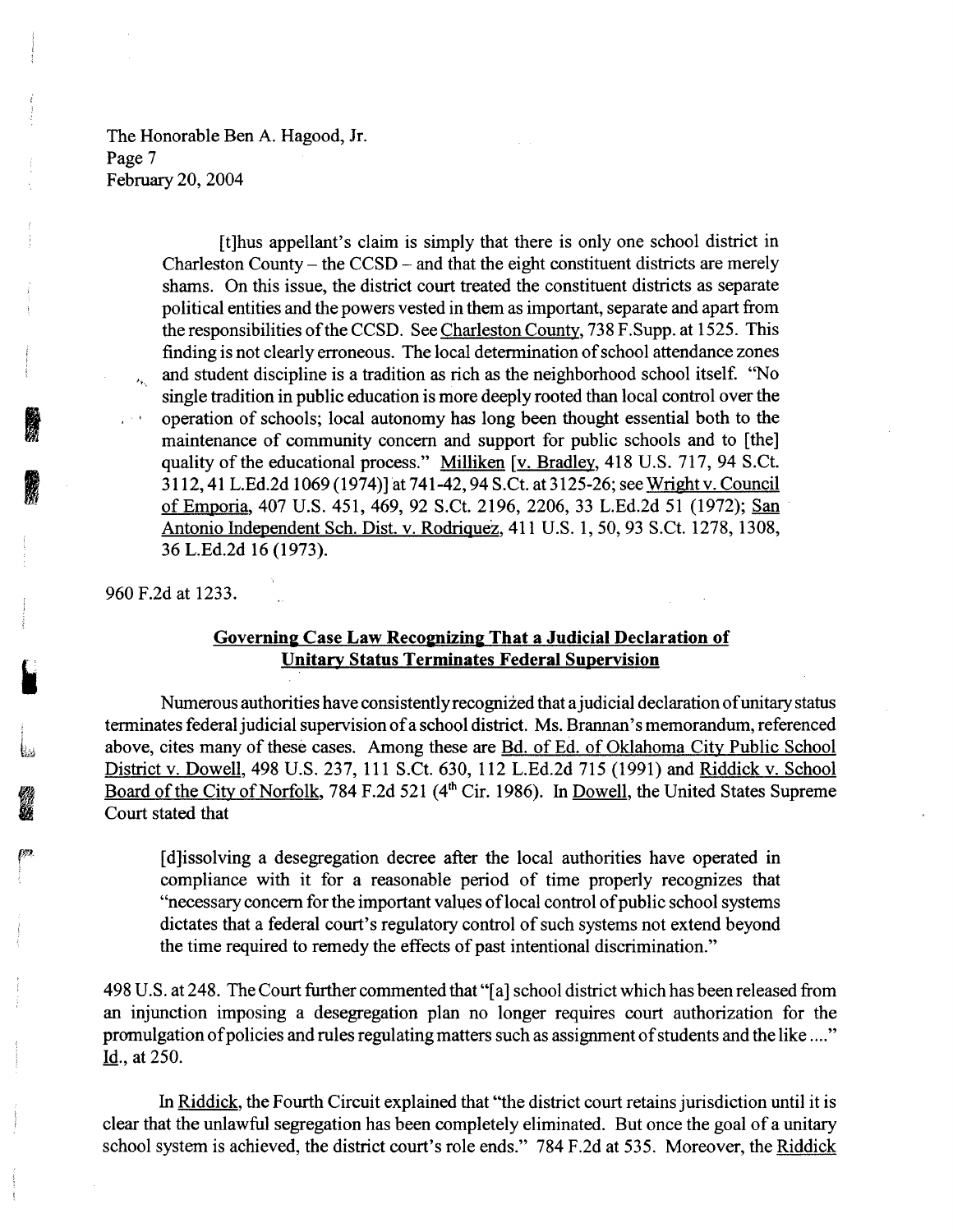> [t]hus appellant's claim is simply that there is only one school district in Charleston County – the CCSD – and that the eight constituent districts are merely shams. On this issue, the district court treated the constituent districts as separate political entities and the powers vested in them as important, separate and apart from the responsibilities of the CCSD. See Charleston County, 738 F.Supp. at 1525. This finding is not clearly erroneous. The local determination of school attendance zones and student discipline is a tradition as rich as the neighborhood school itself. "No single tradition in public education is more deeply rooted than local control over the operation of schools; local autonomy has long been thought essential both to the maintenance of community concern and support for public schools and to [the] quality of the educational process." Milliken [v. Bradley, 418 U.S. 717, 94 S.Ct. 3112, 41 L.Ed.2d 1069 (1974)] at 741-42, 94 S.Ct. at 3125-26; see Wright v. Council of Emporia, 407 U.S. 451, 469, 92 S.Ct. 2196, 2206, 33 L.Ed.2d 51 (1972); San Antonio Independent Sch. Dist. v. Rodriquez, 411 U.S. 1, 50, 93 S.Ct. 1278, 1308, 36 L.Ed.2d 16 (1973).

960 F.2d at 1233.

## Governing Case Law Recognizing That a Judicial Declaration of Unitary Status Terminates Federal Supervision

Numerous authorities have consistently recognized that a judicial declaration of unitary status terminates federal judicial supervision of a school district. Ms. Brannan's memorandum, referenced above, cites many of these cases. Among these are Bd. of Ed. of Oklahoma City Public School District v. Dowell, 498 U.S. 237, 111 S.Ct. 630, 112 L.Ed.2d 715 (1991) and Riddick v. School Board of the City of Norfolk, 784 F.2d 521 (4th Cir. 1986). In Dowell, the United States Supreme Court stated that

> [d]issolving a desegregation decree after the local authorities have operated in compliance with it for a reasonable period of time properly recognizes that "necessary concern for the important values of local control of public school systems dictates that a federal court's regulatory control of such systems not extend beyond the time required to remedy the effects of past intentional discrimination."

498 U.S. at 248. The Court further commented that "[a] school district which has been released from an injunction imposing a desegregation plan no longer requires court authorization for the promulgation of policies and rules regulating matters such as assignment of students and the like ...." Id., at 250.

In Riddick, the Fourth Circuit explained that "the district court retains jurisdiction until it is clear that the unlawful segregation has been completely eliminated. But once the goal of a unitary school system is achieved, the district court's role ends." 784 F.2d at 535. Moreover, the Riddick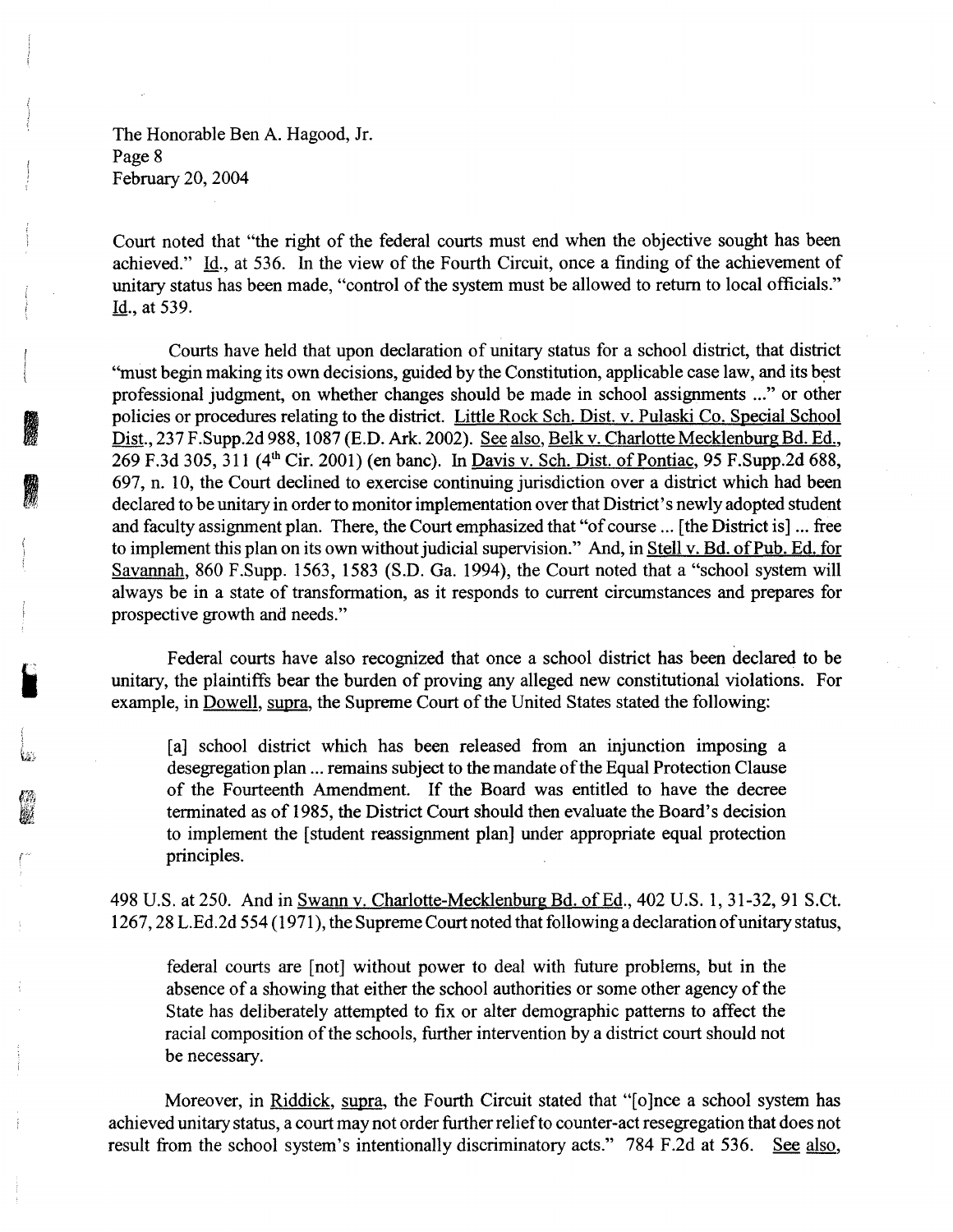Court noted that "the right of the federal courts must end when the objective sought has been achieved." Id., at 536. In the view of the Fourth Circuit, once a finding of the achievement of unitary status has been made, "control of the system must be allowed to return to local officials." Id., at 539.

Courts have held that upon declaration of unitary status for a school district, that district "must begin making its own decisions, guided by the Constitution, applicable case law, and its best professional judgment, on whether changes should be made in school assignments ..." or other policies or procedures relating to the district. Little Rock Sch. Dist. v. Pulaski Co. Special School Dist., 237 F.Supp.2d 988, 1087 (E.D. Ark. 2002). See also, Belk v. Charlotte Mecklenburg Bd. Ed., 269 F.3d 305, 311 (4th Cir. 2001) (en banc). In Davis v. Sch. Dist. of Pontiac, 95 F.Supp.2d 688, 697, n. 10, the Court declined to exercise continuing jurisdiction over a district which had been declared to be unitary in order to monitor implementation over that District's newly adopted student and faculty assignment plan. There, the Court emphasized that "of course ... [the District is] ... free to implement this plan on its own without judicial supervision." And, in Stell v. Bd. of Pub. Ed. for Savannah, 860 F.Supp. 1563, 1583 (S.D. Ga. 1994), the Court noted that a "school system will always be in a state of transformation, as it responds to current circumstances and prepares for prospective growth and needs."

Federal courts have also recognized that once a school district has been declared to be unitary, the plaintiffs bear the burden of proving any alleged new constitutional violations. For example, in Dowell, supra, the Supreme Court of the United States stated the following:

> [a] school district which has been released from an injunction imposing a desegregation plan ... remains subject to the mandate of the Equal Protection Clause of the Fourteenth Amendment. If the Board was entitled to have the decree terminated as of 1985, the District Court should then evaluate the Board's decision to implement the [student reassignment plan] under appropriate equal protection principles.

498 U.S. at 250. And in Swann v. Charlotte-Mecklenburg Bd. of Ed., 402 U.S. 1, 31-32, 91 S.Ct. 1267, 28 L.Ed.2d 554 (1971), the Supreme Court noted that following a declaration of unitary status,

> federal courts are [not] without power to deal with future problems, but in the absence of a showing that either the school authorities or some other agency of the State has deliberately attempted to fix or alter demographic patterns to affect the racial composition of the schools, further intervention by a district court should not be necessary.

Moreover, in Riddick, supra, the Fourth Circuit stated that "[o]nce a school system has achieved unitary status, a court may not order further relief to counter-act resegregation that does not result from the school system's intentionally discriminatory acts." 784 F.2d at 536. See also,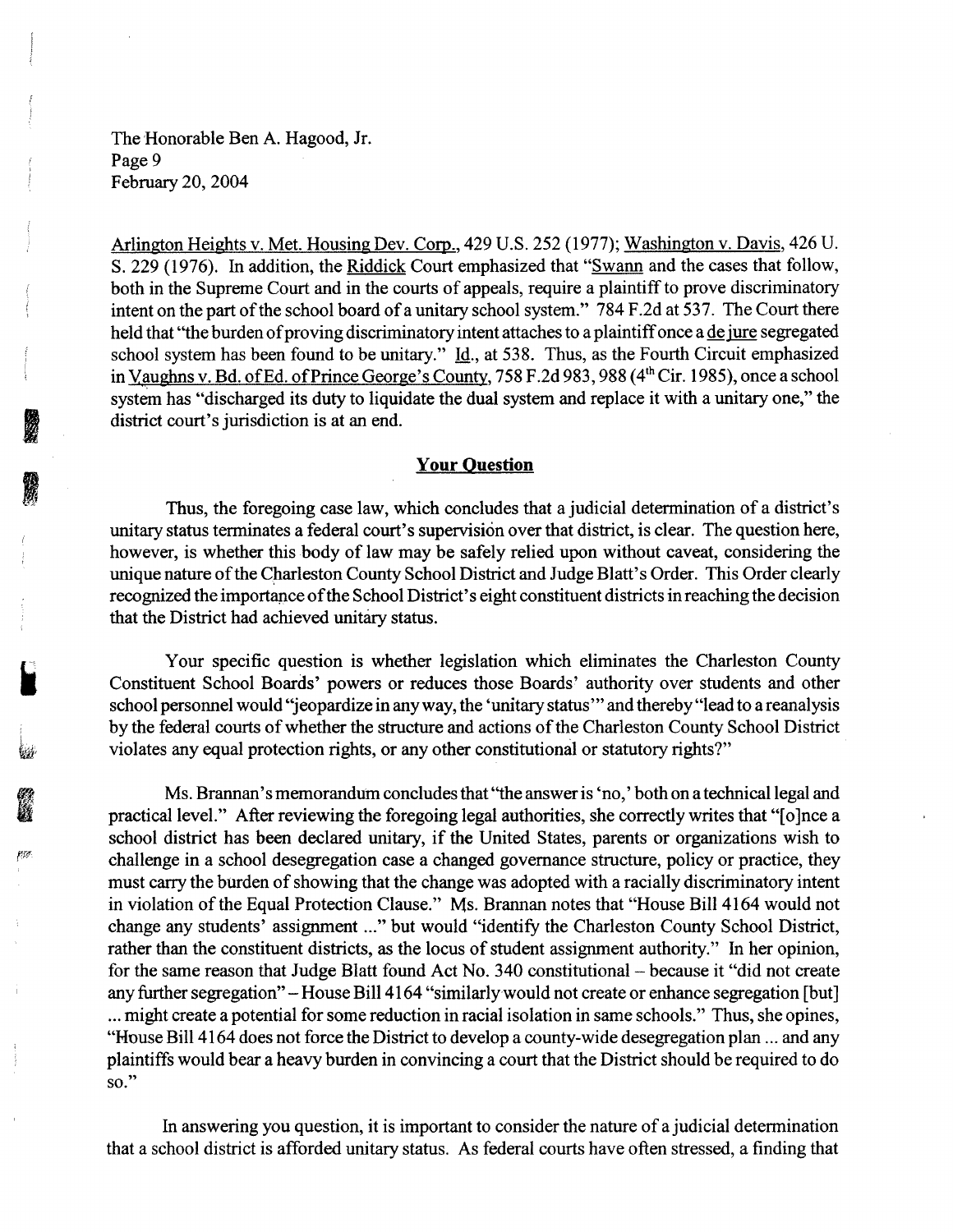Arlington Heights v. Met. Housing Dev. Corp., 429 U.S. 252 (1977); Washington v. Davis, 426 U. S. 229 (1976). In addition, the Riddick Court emphasized that "Swann and the cases that follow, both in the Supreme Court and in the courts of appeals, require a plaintiff to prove discriminatory intent on the part of the school board of a unitary school system." 784 F.2d at 537. The Court there held that "the burden of proving discriminatory intent attaches to a plaintiff once a de jure segregated school system has been found to be unitary." Id., at 538. Thus, as the Fourth Circuit emphasized in Vaughns v. Bd. of Ed. of Prince George's County, 758 F.2d 983, 988 (4th Cir. 1985), once a school system has "discharged its duty to liquidate the dual system and replace it with a unitary one," the district court's jurisdiction is at an end.

## Your Question

Thus, the foregoing case law, which concludes that a judicial determination of a district's unitary status terminates a federal court's supervision over that district, is clear. The question here, however, is whether this body of law may be safely relied upon without caveat, considering the unique nature of the Charleston County School District and Judge Blatt's Order. This Order clearly recognized the importance of the School District's eight constituent districts in reaching the decision that the District had achieved unitary status.

Your specific question is whether legislation which eliminates the Charleston County Constituent School Boards' powers or reduces those Boards' authority over students and other school personnel would "jeopardize in any way, the 'unitary status'" and thereby "lead to a reanalysis by the federal courts of whether the structure and actions of the Charleston County School District violates any equal protection rights, or any other constitutional or statutory rights?"

Ms. Brannan's memorandum concludes that "the answer is 'no,' both on a technical legal and practical level." After reviewing the foregoing legal authorities, she correctly writes that "[o]nce a school district has been declared unitary, if the United States, parents or organizations wish to challenge in a school desegregation case a changed governance structure, policy or practice, they must carry the burden of showing that the change was adopted with a racially discriminatory intent in violation of the Equal Protection Clause." Ms. Brannan notes that "House Bill 4164 would not change any students' assignment ..." but would "identify the Charleston County School District, rather than the constituent districts, as the locus of student assignment authority." In her opinion, for the same reason that Judge Blatt found Act No. 340 constitutional – because it "did not create any further segregation" – House Bill 4164 "similarly would not create or enhance segregation [but] ... might create a potential for some reduction in racial isolation in same schools." Thus, she opines, "House Bill 4164 does not force the District to develop a county-wide desegregation plan ... and any plaintiffs would bear a heavy burden in convincing a court that the District should be required to do so."

In answering you question, it is important to consider the nature of a judicial determination that a school district is afforded unitary status. As federal courts have often stressed, a finding that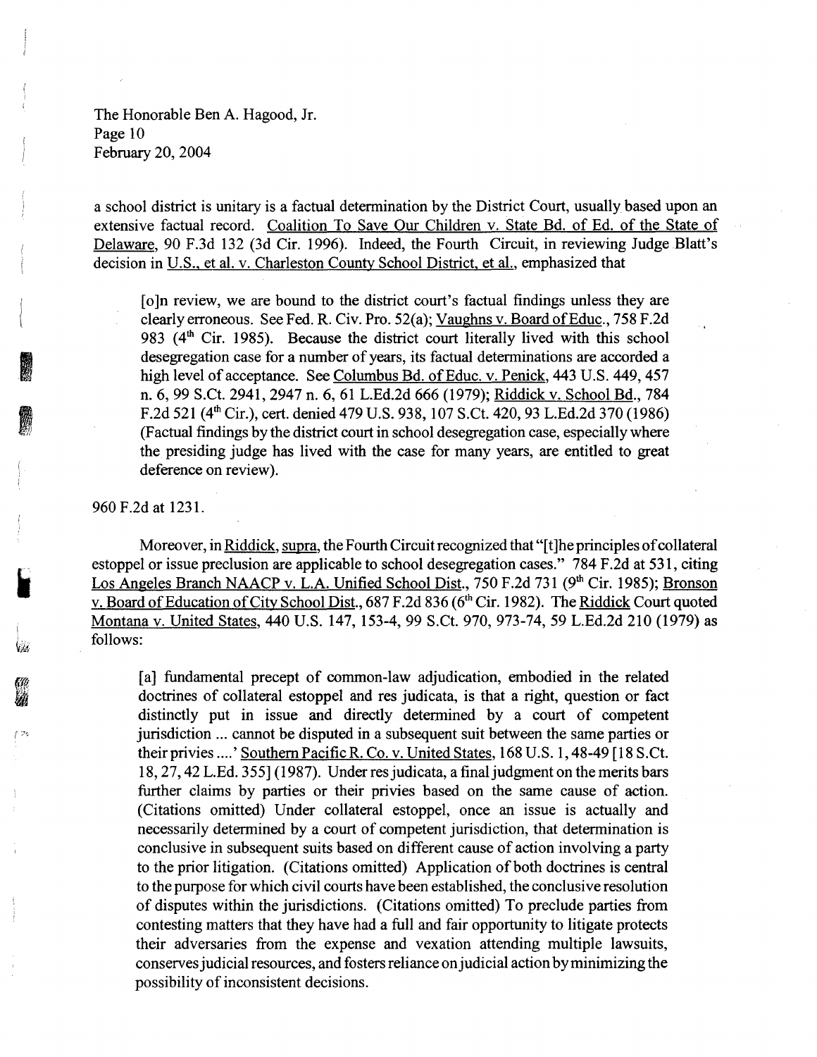a school district is unitary is a factual determination by the District Court, usually based upon an extensive factual record. Coalition To Save Our Children v. State Bd. of Ed. of the State of Delaware, 90 F.3d 132 (3d Cir. 1996). Indeed, the Fourth Circuit, in reviewing Judge Blatt's decision in U.S., et al. v. Charleston County School District, et al., emphasized that

> [o]n review, we are bound to the district court's factual findings unless they are clearly erroneous. See Fed. R. Civ. Pro. 52(a); Vaughns v. Board of Educ., 758 F.2d 983 (4th Cir. 1985). Because the district court literally lived with this school desegregation case for a number of years, its factual determinations are accorded a high level of acceptance. See Columbus Bd. of Educ. v. Penick, 443 U.S. 449, 457 n. 6, 99 S.Ct. 2941, 2947 n. 6, 61 L.Ed.2d 666 (1979); Riddick v. School Bd., 784 F.2d 521 (4th Cir.), cert. denied 479 U.S. 938, 107 S.Ct. 420, 93 L.Ed.2d 370 (1986) (Factual findings by the district court in school desegregation case, especially where the presiding judge has lived with the case for many years, are entitled to great deference on review).

960 F.2d at 1231.

Moreover, in Riddick, supra, the Fourth Circuit recognized that "[t]he principles of collateral estoppel or issue preclusion are applicable to school desegregation cases." 784 F.2d at 531, citing Los Angeles Branch NAACP v. L.A. Unified School Dist., 750 F.2d 731 (9th Cir. 1985); Bronson v. Board of Education of City School Dist., 687 F.2d 836 (6th Cir. 1982). The Riddick Court quoted Montana v. United States, 440 U.S. 147, 153-4, 99 S.Ct. 970, 973-74, 59 L.Ed.2d 210 (1979) as follows:

> [a] fundamental precept of common-law adjudication, embodied in the related doctrines of collateral estoppel and res judicata, is that a right, question or fact distinctly put in issue and directly determined by a court of competent jurisdiction ... cannot be disputed in a subsequent suit between the same parties or their privies ....' Southern Pacific R. Co. v. United States, 168 U.S. 1, 48-49 [18 S.Ct. 18, 27, 42 L.Ed. 355] (1987). Under res judicata, a final judgment on the merits bars further claims by parties or their privies based on the same cause of action. (Citations omitted) Under collateral estoppel, once an issue is actually and necessarily determined by a court of competent jurisdiction, that determination is conclusive in subsequent suits based on different cause of action involving a party to the prior litigation. (Citations omitted) Application of both doctrines is central to the purpose for which civil courts have been established, the conclusive resolution of disputes within the jurisdictions. (Citations omitted) To preclude parties from contesting matters that they have had a full and fair opportunity to litigate protects their adversaries from the expense and vexation attending multiple lawsuits, conserves judicial resources, and fosters reliance on judicial action by minimizing the possibility of inconsistent decisions.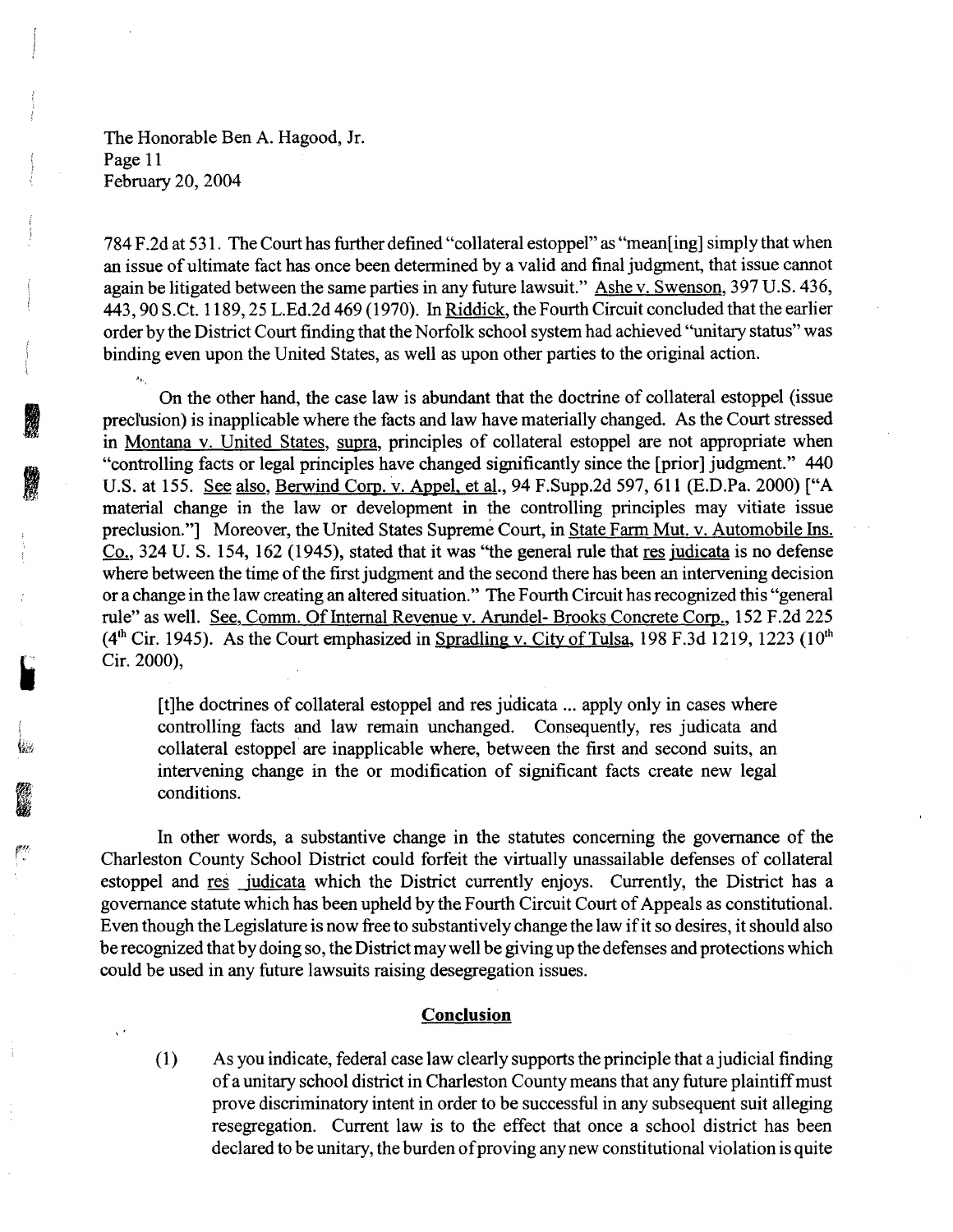784 F.2d at 531. The Court has further defined "collateral estoppel" as "mean[ing] simply that when an issue of ultimate fact has once been determined by a valid and final judgment, that issue cannot again be litigated between the same parties in any future lawsuit." Ashe v. Swenson, 397 U.S. 436, 443, 90 S.Ct. 1189, 25 L.Ed.2d 469 (1970). In Riddick, the Fourth Circuit concluded that the earlier order by the District Court finding that the Norfolk school system had achieved "unitary status" was binding even upon the United States, as well as upon other parties to the original action.

On the other hand, the case law is abundant that the doctrine of collateral estoppel (issue preclusion) is inapplicable where the facts and law have materially changed. As the Court stressed in Montana v. United States, supra, principles of collateral estoppel are not appropriate when "controlling facts or legal principles have changed significantly since the [prior] judgment." 440 U.S. at 155. See also, Berwind Corp. v. Appel, et al., 94 F.Supp.2d 597, 611 (E.D.Pa. 2000) ["A material change in the law or development in the controlling principles may vitiate issue preclusion."] Moreover, the United States Supreme Court, in State Farm Mut. v. Automobile Ins. Co., 324 U. S. 154, 162 (1945), stated that it was "the general rule that res judicata is no defense where between the time of the first judgment and the second there has been an intervening decision or a change in the law creating an altered situation." The Fourth Circuit has recognized this "general rule" as well. See, Comm. Of Internal Revenue v. Arundel- Brooks Concrete Corp., 152 F.2d 225 (4th Cir. 1945). As the Court emphasized in Spradling v. City of Tulsa, 198 F.3d 1219, 1223 (10th Cir. 2000),

> [t]he doctrines of collateral estoppel and res judicata ... apply only in cases where controlling facts and law remain unchanged. Consequently, res judicata and collateral estoppel are inapplicable where, between the first and second suits, an intervening change in the or modification of significant facts create new legal conditions.

In other words, a substantive change in the statutes concerning the governance of the Charleston County School District could forfeit the virtually unassailable defenses of collateral estoppel and res judicata which the District currently enjoys. Currently, the District has a governance statute which has been upheld by the Fourth Circuit Court of Appeals as constitutional. Even though the Legislature is now free to substantively change the law if it so desires, it should also be recognized that by doing so, the District may well be giving up the defenses and protections which could be used in any future lawsuits raising desegregation issues.

## Conclusion

(1) As you indicate, federal case law clearly supports the principle that a judicial finding of a unitary school district in Charleston County means that any future plaintiff must prove discriminatory intent in order to be successful in any subsequent suit alleging resegregation. Current law is to the effect that once a school district has been declared to be unitary, the burden of proving any new constitutional violation is quite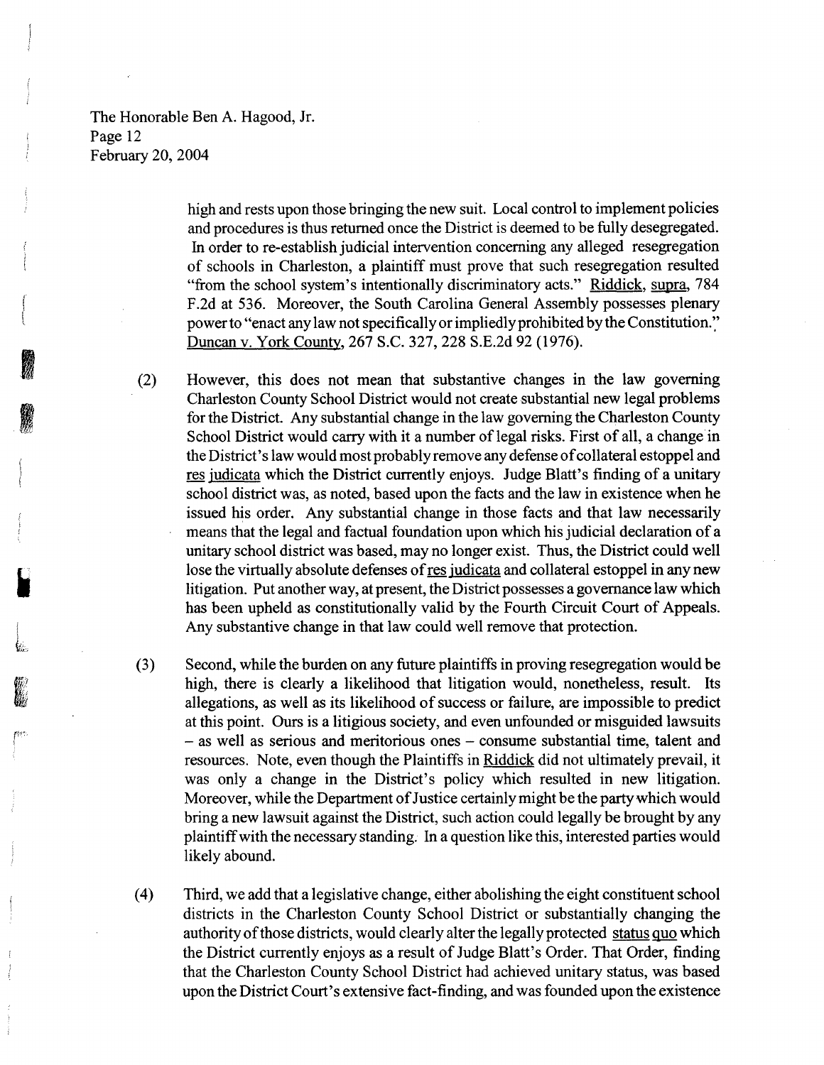high and rests upon those bringing the new suit. Local control to implement policies and procedures is thus returned once the District is deemed to be fully desegregated. In order to re-establish judicial intervention concerning any alleged resegregation of schools in Charleston, a plaintiff must prove that such resegregation resulted "from the school system's intentionally discriminatory acts." Riddick, supra, 784 F.2d at 536. Moreover, the South Carolina General Assembly possesses plenary power to "enact any law not specifically or impliedly prohibited by the Constitution." Duncan v. York County, 267 S.C. 327, 228 S.E.2d 92 (1976).

(2) However, this does not mean that substantive changes in the law governing Charleston County School District would not create substantial new legal problems for the District. Any substantial change in the law governing the Charleston County School District would carry with it a number of legal risks. First of all, a change in the District's law would most probably remove any defense of collateral estoppel and res judicata which the District currently enjoys. Judge Blatt's finding of a unitary school district was, as noted, based upon the facts and the law in existence when he issued his order. Any substantial change in those facts and that law necessarily means that the legal and factual foundation upon which his judicial declaration of a unitary school district was based, may no longer exist. Thus, the District could well lose the virtually absolute defenses of res judicata and collateral estoppel in any new litigation. Put another way, at present, the District possesses a governance law which has been upheld as constitutionally valid by the Fourth Circuit Court of Appeals. Any substantive change in that law could well remove that protection.

(3) Second, while the burden on any future plaintiffs in proving resegregation would be high, there is clearly a likelihood that litigation would, nonetheless, result. Its allegations, as well as its likelihood of success or failure, are impossible to predict at this point. Ours is a litigious society, and even unfounded or misguided lawsuits – as well as serious and meritorious ones – consume substantial time, talent and resources. Note, even though the Plaintiffs in Riddick did not ultimately prevail, it was only a change in the District's policy which resulted in new litigation. Moreover, while the Department of Justice certainly might be the party which would bring a new lawsuit against the District, such action could legally be brought by any plaintiff with the necessary standing. In a question like this, interested parties would likely abound.

(4) Third, we add that a legislative change, either abolishing the eight constituent school districts in the Charleston County School District or substantially changing the authority of those districts, would clearly alter the legally protected status quo which the District currently enjoys as a result of Judge Blatt's Order. That Order, finding that the Charleston County School District had achieved unitary status, was based upon the District Court's extensive fact-finding, and was founded upon the existence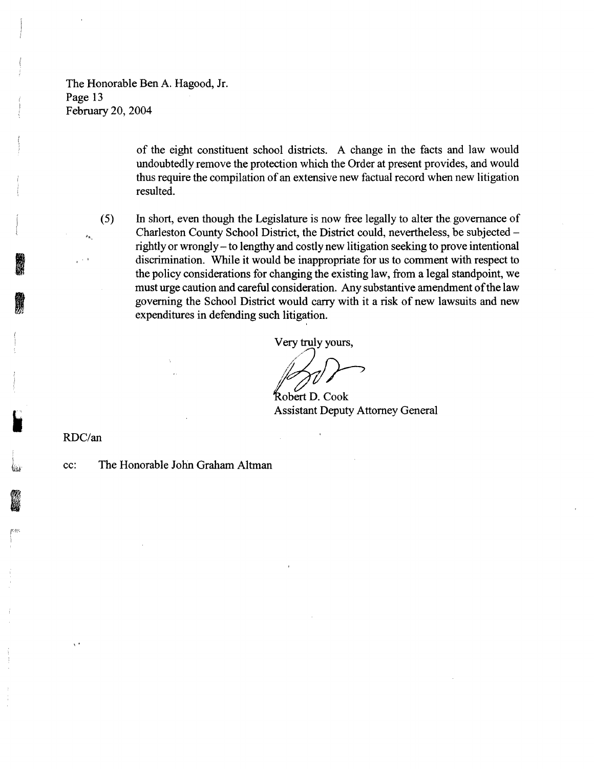of the eight constituent school districts. A change in the facts and law would undoubtedly remove the protection which the Order at present provides, and would thus require the compilation of an extensive new factual record when new litigation resulted.

(5) In short, even though the Legislature is now free legally to alter the governance of Charleston County School District, the District could, nevertheless, be subjected – rightly or wrongly – to lengthy and costly new litigation seeking to prove intentional discrimination. While it would be inappropriate for us to comment with respect to the policy considerations for changing the existing law, from a legal standpoint, we must urge caution and careful consideration. Any substantive amendment of the law governing the School District would carry with it a risk of new lawsuits and new expenditures in defending such litigation.

Very truly yours,

Robert D. Cook
Assistant Deputy Attorney General

RDC/an

cc: The Honorable John Graham Altman